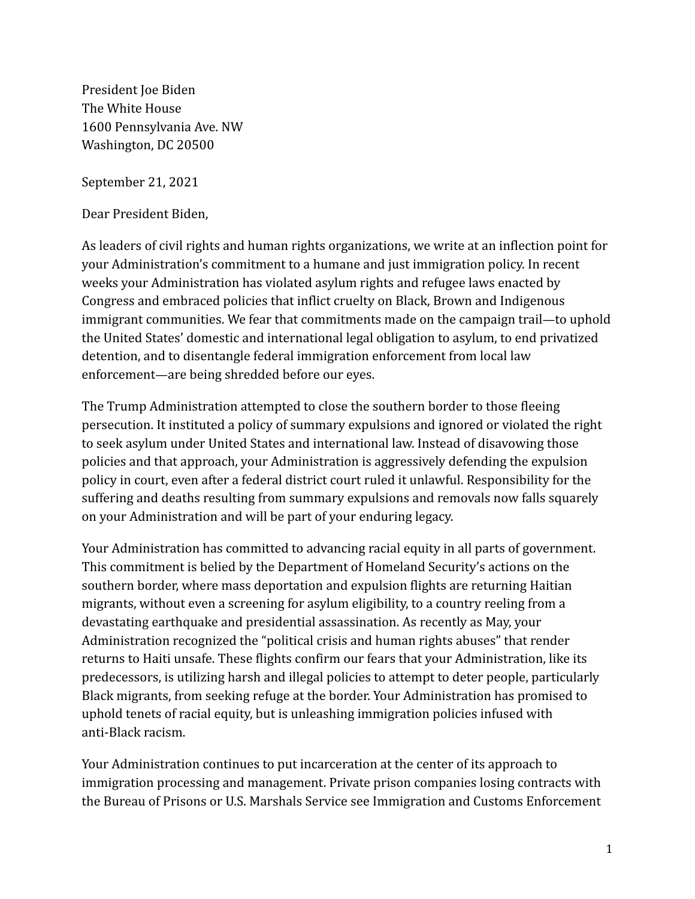President Joe Biden
The White House
1600 Pennsylvania Ave. NW
Washington, DC 20500

September 21, 2021

Dear President Biden,

As leaders of civil rights and human rights organizations, we write at an inflection point for your Administration's commitment to a humane and just immigration policy. In recent weeks your Administration has violated asylum rights and refugee laws enacted by Congress and embraced policies that inflict cruelty on Black, Brown and Indigenous immigrant communities. We fear that commitments made on the campaign trail—to uphold the United States' domestic and international legal obligation to asylum, to end privatized detention, and to disentangle federal immigration enforcement from local law enforcement—are being shredded before our eyes.

The Trump Administration attempted to close the southern border to those fleeing persecution. It instituted a policy of summary expulsions and ignored or violated the right to seek asylum under United States and international law. Instead of disavowing those policies and that approach, your Administration is aggressively defending the expulsion policy in court, even after a federal district court ruled it unlawful. Responsibility for the suffering and deaths resulting from summary expulsions and removals now falls squarely on your Administration and will be part of your enduring legacy.

Your Administration has committed to advancing racial equity in all parts of government. This commitment is belied by the Department of Homeland Security's actions on the southern border, where mass deportation and expulsion flights are returning Haitian migrants, without even a screening for asylum eligibility, to a country reeling from a devastating earthquake and presidential assassination. As recently as May, your Administration recognized the "political crisis and human rights abuses" that render returns to Haiti unsafe. These flights confirm our fears that your Administration, like its predecessors, is utilizing harsh and illegal policies to attempt to deter people, particularly Black migrants, from seeking refuge at the border. Your Administration has promised to uphold tenets of racial equity, but is unleashing immigration policies infused with anti-Black racism.

Your Administration continues to put incarceration at the center of its approach to immigration processing and management. Private prison companies losing contracts with the Bureau of Prisons or U.S. Marshals Service see Immigration and Customs Enforcement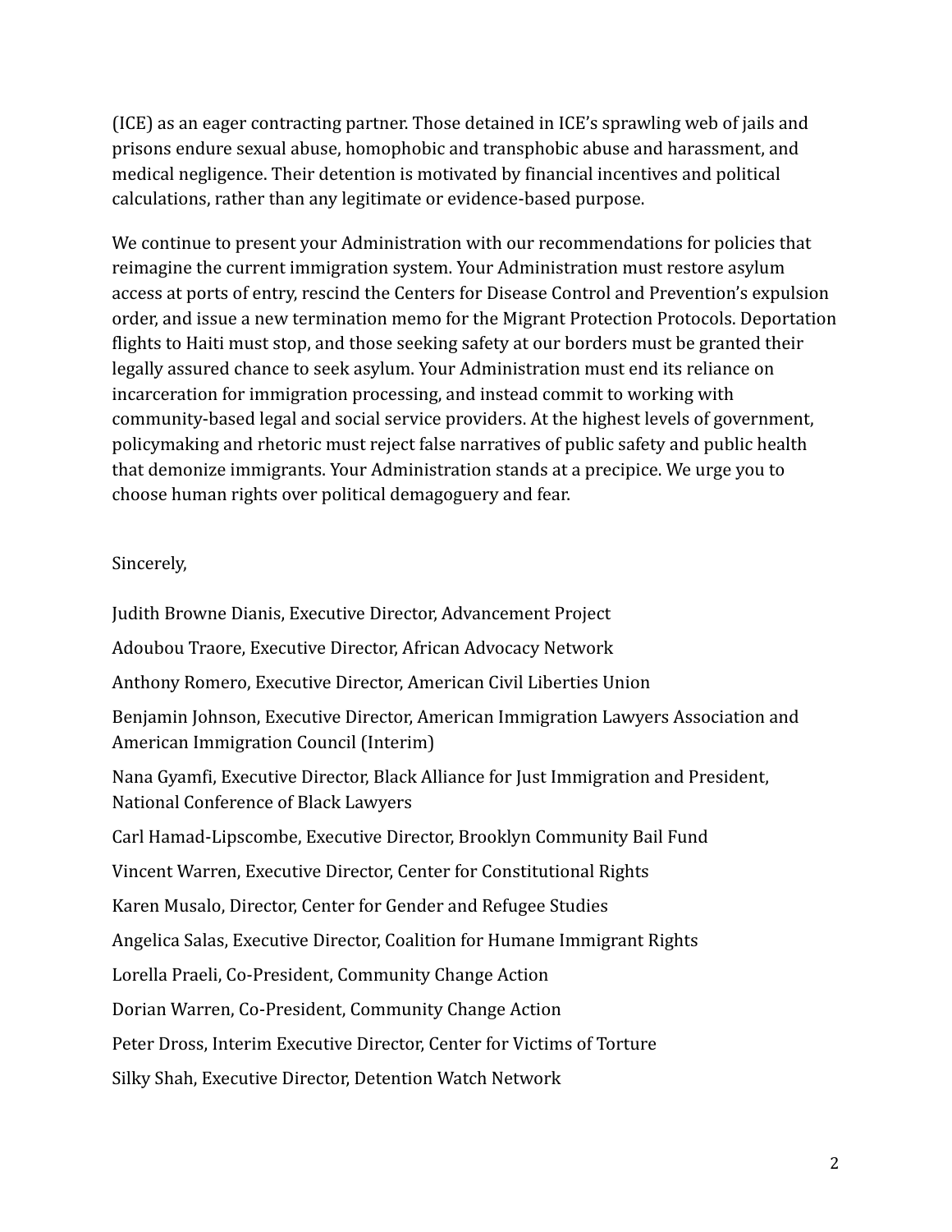(ICE) as an eager contracting partner. Those detained in ICE's sprawling web of jails and prisons endure sexual abuse, homophobic and transphobic abuse and harassment, and medical negligence. Their detention is motivated by financial incentives and political calculations, rather than any legitimate or evidence-based purpose.

We continue to present your Administration with our recommendations for policies that reimagine the current immigration system. Your Administration must restore asylum access at ports of entry, rescind the Centers for Disease Control and Prevention's expulsion order, and issue a new termination memo for the Migrant Protection Protocols. Deportation flights to Haiti must stop, and those seeking safety at our borders must be granted their legally assured chance to seek asylum. Your Administration must end its reliance on incarceration for immigration processing, and instead commit to working with community-based legal and social service providers. At the highest levels of government, policymaking and rhetoric must reject false narratives of public safety and public health that demonize immigrants. Your Administration stands at a precipice. We urge you to choose human rights over political demagoguery and fear.

Sincerely,

Judith Browne Dianis, Executive Director, Advancement Project

Adoubou Traore, Executive Director, African Advocacy Network

Anthony Romero, Executive Director, American Civil Liberties Union

Benjamin Johnson, Executive Director, American Immigration Lawyers Association and American Immigration Council (Interim)

Nana Gyamfi, Executive Director, Black Alliance for Just Immigration and President, National Conference of Black Lawyers

Carl Hamad-Lipscombe, Executive Director, Brooklyn Community Bail Fund

Vincent Warren, Executive Director, Center for Constitutional Rights

Karen Musalo, Director, Center for Gender and Refugee Studies

Angelica Salas, Executive Director, Coalition for Humane Immigrant Rights

Lorella Praeli, Co-President, Community Change Action

Dorian Warren, Co-President, Community Change Action

Peter Dross, Interim Executive Director, Center for Victims of Torture

Silky Shah, Executive Director, Detention Watch Network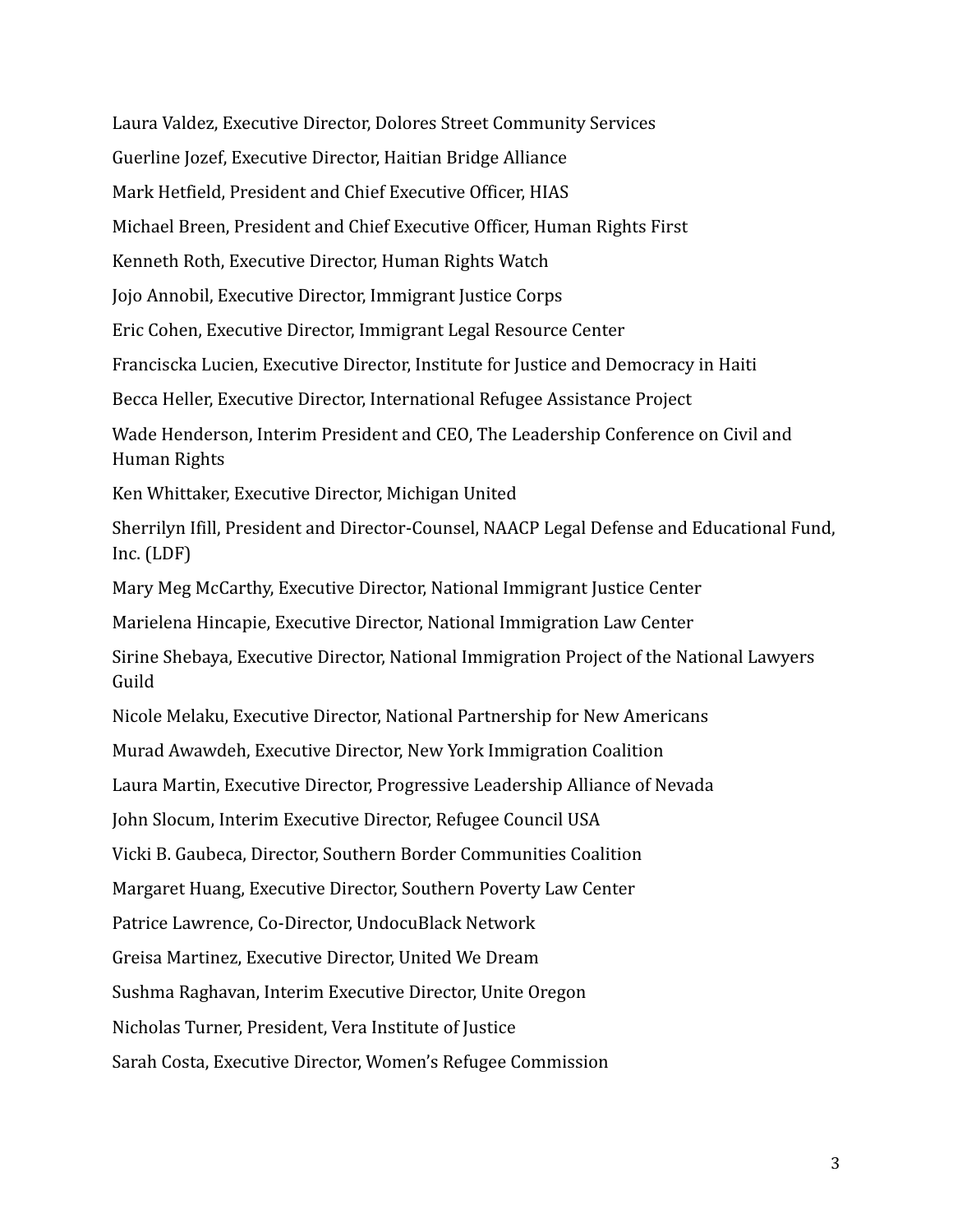Laura Valdez, Executive Director, Dolores Street Community Services

Guerline Jozef, Executive Director, Haitian Bridge Alliance

Mark Hetfield, President and Chief Executive Officer, HIAS

Michael Breen, President and Chief Executive Officer, Human Rights First

Kenneth Roth, Executive Director, Human Rights Watch

Jojo Annobil, Executive Director, Immigrant Justice Corps

Eric Cohen, Executive Director, Immigrant Legal Resource Center

Franciscka Lucien, Executive Director, Institute for Justice and Democracy in Haiti

Becca Heller, Executive Director, International Refugee Assistance Project

Wade Henderson, Interim President and CEO, The Leadership Conference on Civil and Human Rights

Ken Whittaker, Executive Director, Michigan United

Sherrilyn Ifill, President and Director-Counsel, NAACP Legal Defense and Educational Fund, Inc. (LDF)

Mary Meg McCarthy, Executive Director, National Immigrant Justice Center

Marielena Hincapie, Executive Director, National Immigration Law Center

Sirine Shebaya, Executive Director, National Immigration Project of the National Lawyers Guild

Nicole Melaku, Executive Director, National Partnership for New Americans

Murad Awawdeh, Executive Director, New York Immigration Coalition

Laura Martin, Executive Director, Progressive Leadership Alliance of Nevada

John Slocum, Interim Executive Director, Refugee Council USA

Vicki B. Gaubeca, Director, Southern Border Communities Coalition

Margaret Huang, Executive Director, Southern Poverty Law Center

Patrice Lawrence, Co-Director, UndocuBlack Network

Greisa Martinez, Executive Director, United We Dream

Sushma Raghavan, Interim Executive Director, Unite Oregon

Nicholas Turner, President, Vera Institute of Justice

Sarah Costa, Executive Director, Women's Refugee Commission